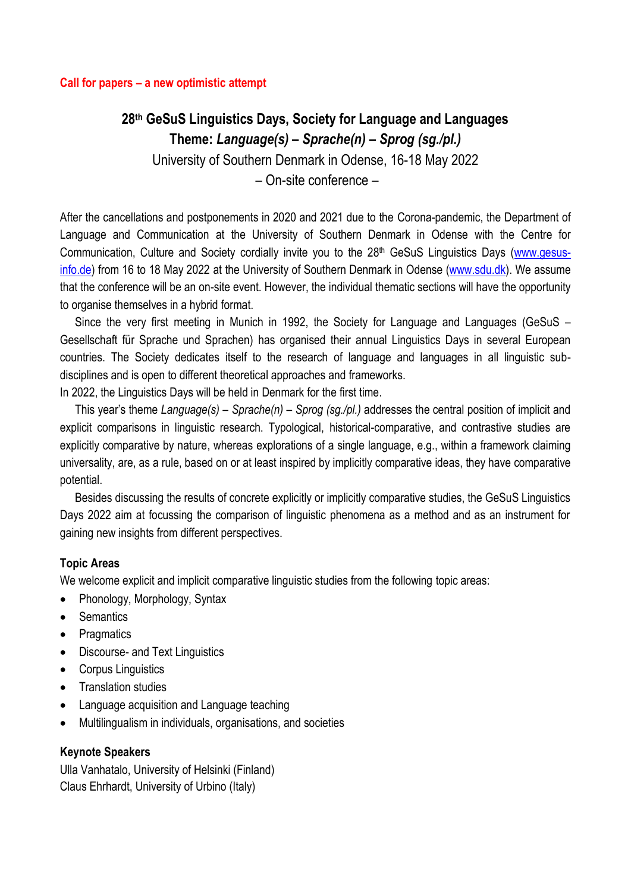**Call for papers – a new optimistic attempt**

# 28th GeSuS Linguistics Days, Society for Language and Languages

## Theme: *Language(s) – Sprache(n) – Sprog (sg./pl.)*

University of Southern Denmark in Odense, 16-18 May 2022

– On-site conference –

After the cancellations and postponements in 2020 and 2021 due to the Corona-pandemic, the Department of Language and Communication at the University of Southern Denmark in Odense with the Centre for Communication, Culture and Society cordially invite you to the 28th GeSuS Linguistics Days (www.gesus-info.de) from 16 to 18 May 2022 at the University of Southern Denmark in Odense (www.sdu.dk). We assume that the conference will be an on-site event. However, the individual thematic sections will have the opportunity to organise themselves in a hybrid format.

Since the very first meeting in Munich in 1992, the Society for Language and Languages (GeSuS – Gesellschaft für Sprache und Sprachen) has organised their annual Linguistics Days in several European countries. The Society dedicates itself to the research of language and languages in all linguistic sub-disciplines and is open to different theoretical approaches and frameworks.

In 2022, the Linguistics Days will be held in Denmark for the first time.

This year's theme *Language(s) – Sprache(n) – Sprog (sg./pl.)* addresses the central position of implicit and explicit comparisons in linguistic research. Typological, historical-comparative, and contrastive studies are explicitly comparative by nature, whereas explorations of a single language, e.g., within a framework claiming universality, are, as a rule, based on or at least inspired by implicitly comparative ideas, they have comparative potential.

Besides discussing the results of concrete explicitly or implicitly comparative studies, the GeSuS Linguistics Days 2022 aim at focussing the comparison of linguistic phenomena as a method and as an instrument for gaining new insights from different perspectives.

### Topic Areas

We welcome explicit and implicit comparative linguistic studies from the following topic areas:

- Phonology, Morphology, Syntax
- Semantics
- Pragmatics
- Discourse- and Text Linguistics
- Corpus Linguistics
- Translation studies
- Language acquisition and Language teaching
- Multilingualism in individuals, organisations, and societies

### Keynote Speakers

Ulla Vanhatalo, University of Helsinki (Finland)
Claus Ehrhardt, University of Urbino (Italy)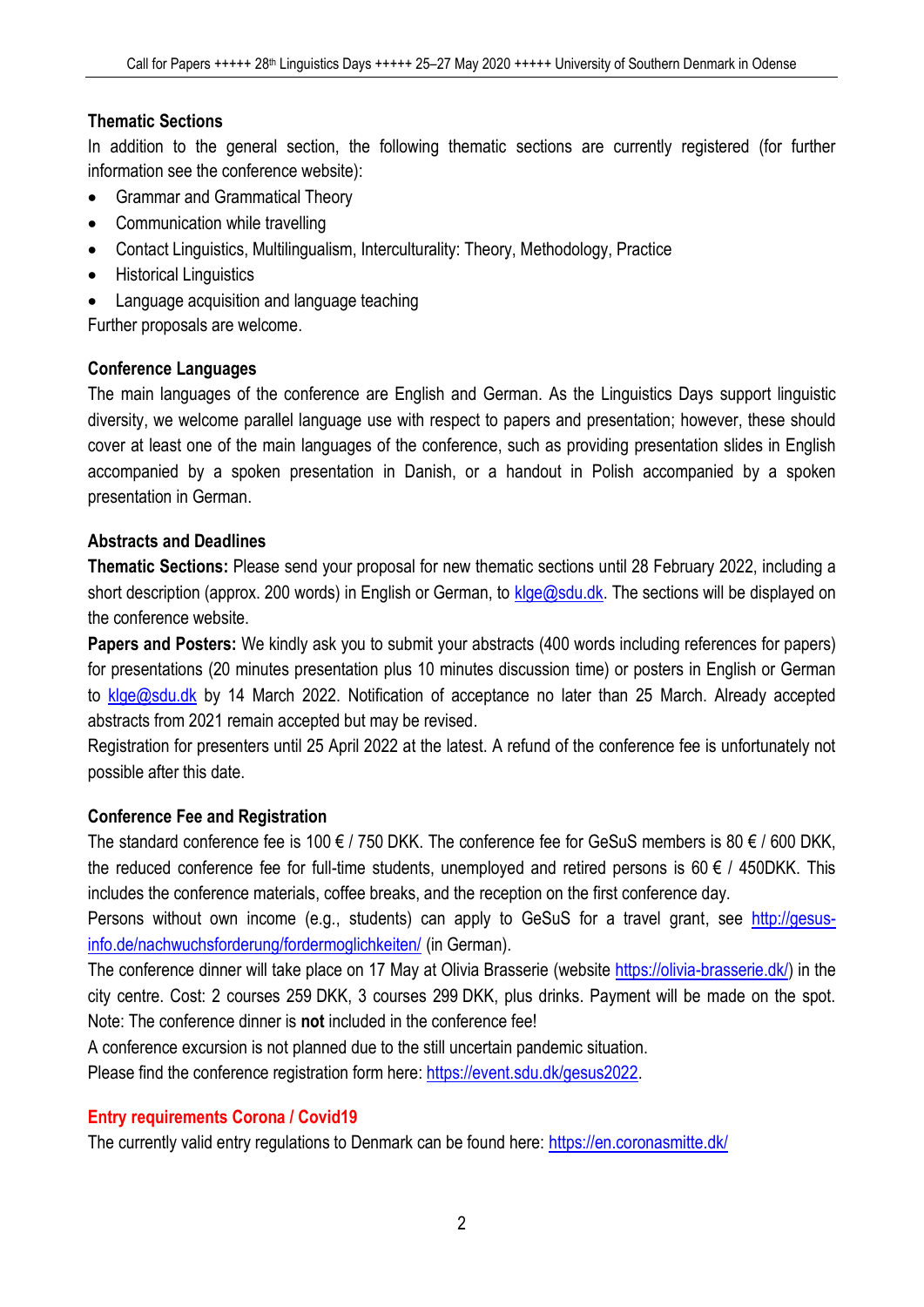### Thematic Sections

In addition to the general section, the following thematic sections are currently registered (for further information see the conference website):

- Grammar and Grammatical Theory
- Communication while travelling
- Contact Linguistics, Multilingualism, Interculturality: Theory, Methodology, Practice
- Historical Linguistics
- Language acquisition and language teaching

Further proposals are welcome.

### Conference Languages

The main languages of the conference are English and German. As the Linguistics Days support linguistic diversity, we welcome parallel language use with respect to papers and presentation; however, these should cover at least one of the main languages of the conference, such as providing presentation slides in English accompanied by a spoken presentation in Danish, or a handout in Polish accompanied by a spoken presentation in German.

### Abstracts and Deadlines

**Thematic Sections:** Please send your proposal for new thematic sections until 28 February 2022, including a short description (approx. 200 words) in English or German, to klge@sdu.dk. The sections will be displayed on the conference website.

**Papers and Posters:** We kindly ask you to submit your abstracts (400 words including references for papers) for presentations (20 minutes presentation plus 10 minutes discussion time) or posters in English or German to klge@sdu.dk by 14 March 2022. Notification of acceptance no later than 25 March. Already accepted abstracts from 2021 remain accepted but may be revised.

Registration for presenters until 25 April 2022 at the latest. A refund of the conference fee is unfortunately not possible after this date.

### Conference Fee and Registration

The standard conference fee is 100 € / 750 DKK. The conference fee for GeSuS members is 80 € / 600 DKK, the reduced conference fee for full-time students, unemployed and retired persons is 60 € / 450DKK. This includes the conference materials, coffee breaks, and the reception on the first conference day.

Persons without own income (e.g., students) can apply to GeSuS for a travel grant, see http://gesus-info.de/nachwuchsforderung/fordermoglichkeiten/ (in German).

The conference dinner will take place on 17 May at Olivia Brasserie (website https://olivia-brasserie.dk/) in the city centre. Cost: 2 courses 259 DKK, 3 courses 299 DKK, plus drinks. Payment will be made on the spot. Note: The conference dinner is **not** included in the conference fee!

A conference excursion is not planned due to the still uncertain pandemic situation.

Please find the conference registration form here: https://event.sdu.dk/gesus2022.

### Entry requirements Corona / Covid19

The currently valid entry regulations to Denmark can be found here: https://en.coronasmitte.dk/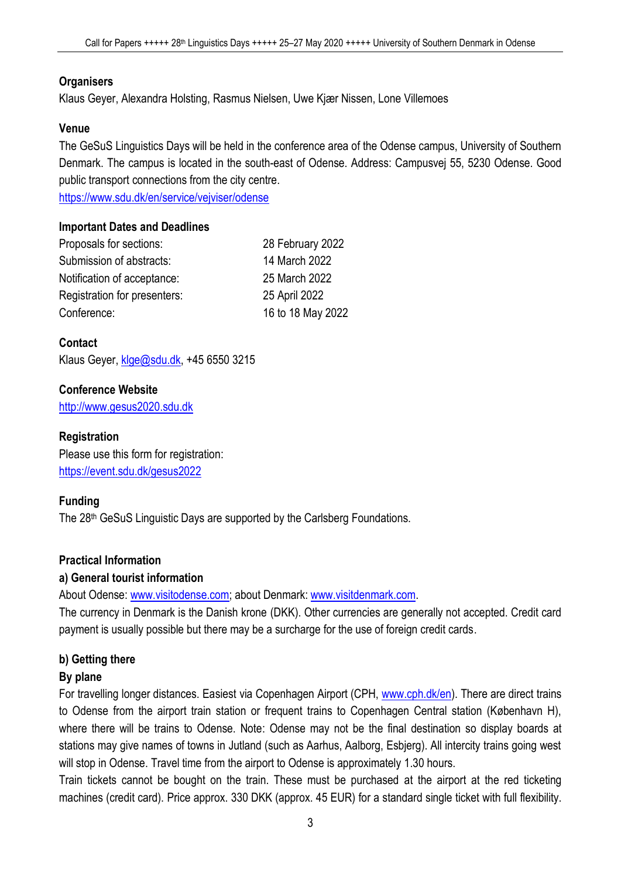**Organisers**

Klaus Geyer, Alexandra Holsting, Rasmus Nielsen, Uwe Kjær Nissen, Lone Villemoes

**Venue**

The GeSuS Linguistics Days will be held in the conference area of the Odense campus, University of Southern Denmark. The campus is located in the south-east of Odense. Address: Campusvej 55, 5230 Odense. Good public transport connections from the city centre.

https://www.sdu.dk/en/service/vejviser/odense

**Important Dates and Deadlines**

| | |
|---|---|
| Proposals for sections: | 28 February 2022 |
| Submission of abstracts: | 14 March 2022 |
| Notification of acceptance: | 25 March 2022 |
| Registration for presenters: | 25 April 2022 |
| Conference: | 16 to 18 May 2022 |

**Contact**

Klaus Geyer, klge@sdu.dk, +45 6550 3215

**Conference Website**

http://www.gesus2020.sdu.dk

**Registration**

Please use this form for registration:

https://event.sdu.dk/gesus2022

**Funding**

The 28th GeSuS Linguistic Days are supported by the Carlsberg Foundations.

**Practical Information**

**a) General tourist information**

About Odense: www.visitodense.com; about Denmark: www.visitdenmark.com.

The currency in Denmark is the Danish krone (DKK). Other currencies are generally not accepted. Credit card payment is usually possible but there may be a surcharge for the use of foreign credit cards.

**b) Getting there**

**By plane**

For travelling longer distances. Easiest via Copenhagen Airport (CPH, www.cph.dk/en). There are direct trains to Odense from the airport train station or frequent trains to Copenhagen Central station (København H), where there will be trains to Odense. Note: Odense may not be the final destination so display boards at stations may give names of towns in Jutland (such as Aarhus, Aalborg, Esbjerg). All intercity trains going west will stop in Odense. Travel time from the airport to Odense is approximately 1.30 hours.

Train tickets cannot be bought on the train. These must be purchased at the airport at the red ticketing machines (credit card). Price approx. 330 DKK (approx. 45 EUR) for a standard single ticket with full flexibility.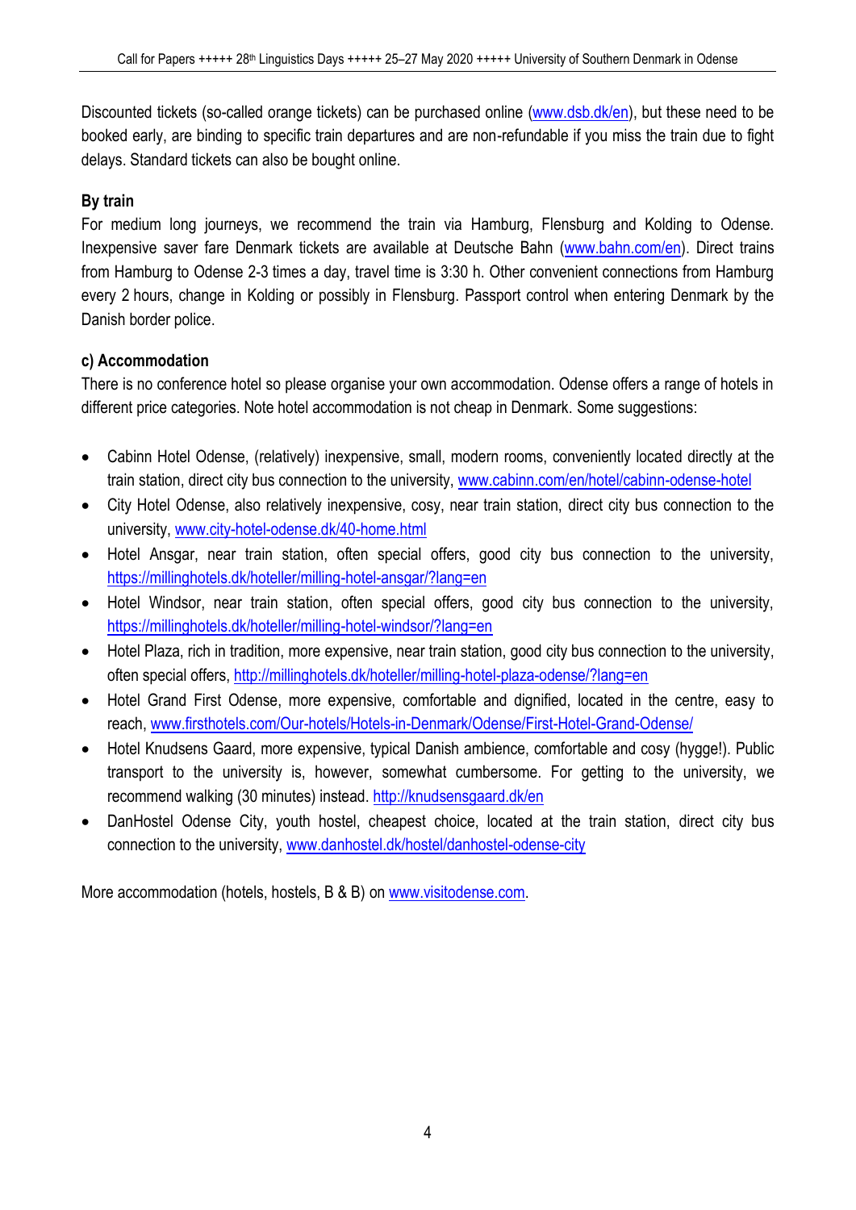Discounted tickets (so-called orange tickets) can be purchased online (www.dsb.dk/en), but these need to be booked early, are binding to specific train departures and are non-refundable if you miss the train due to fight delays. Standard tickets can also be bought online.

**By train**

For medium long journeys, we recommend the train via Hamburg, Flensburg and Kolding to Odense. Inexpensive saver fare Denmark tickets are available at Deutsche Bahn (www.bahn.com/en). Direct trains from Hamburg to Odense 2-3 times a day, travel time is 3:30 h. Other convenient connections from Hamburg every 2 hours, change in Kolding or possibly in Flensburg. Passport control when entering Denmark by the Danish border police.

**c) Accommodation**

There is no conference hotel so please organise your own accommodation. Odense offers a range of hotels in different price categories. Note hotel accommodation is not cheap in Denmark. Some suggestions:

- Cabinn Hotel Odense, (relatively) inexpensive, small, modern rooms, conveniently located directly at the train station, direct city bus connection to the university, www.cabinn.com/en/hotel/cabinn-odense-hotel
- City Hotel Odense, also relatively inexpensive, cosy, near train station, direct city bus connection to the university, www.city-hotel-odense.dk/40-home.html
- Hotel Ansgar, near train station, often special offers, good city bus connection to the university, https://millinghotels.dk/hoteller/milling-hotel-ansgar/?lang=en
- Hotel Windsor, near train station, often special offers, good city bus connection to the university, https://millinghotels.dk/hoteller/milling-hotel-windsor/?lang=en
- Hotel Plaza, rich in tradition, more expensive, near train station, good city bus connection to the university, often special offers, http://millinghotels.dk/hoteller/milling-hotel-plaza-odense/?lang=en
- Hotel Grand First Odense, more expensive, comfortable and dignified, located in the centre, easy to reach, www.firsthotels.com/Our-hotels/Hotels-in-Denmark/Odense/First-Hotel-Grand-Odense/
- Hotel Knudsens Gaard, more expensive, typical Danish ambience, comfortable and cosy (hygge!). Public transport to the university is, however, somewhat cumbersome. For getting to the university, we recommend walking (30 minutes) instead. http://knudsensgaard.dk/en
- DanHostel Odense City, youth hostel, cheapest choice, located at the train station, direct city bus connection to the university, www.danhostel.dk/hostel/danhostel-odense-city

More accommodation (hotels, hostels, B & B) on www.visitodense.com.